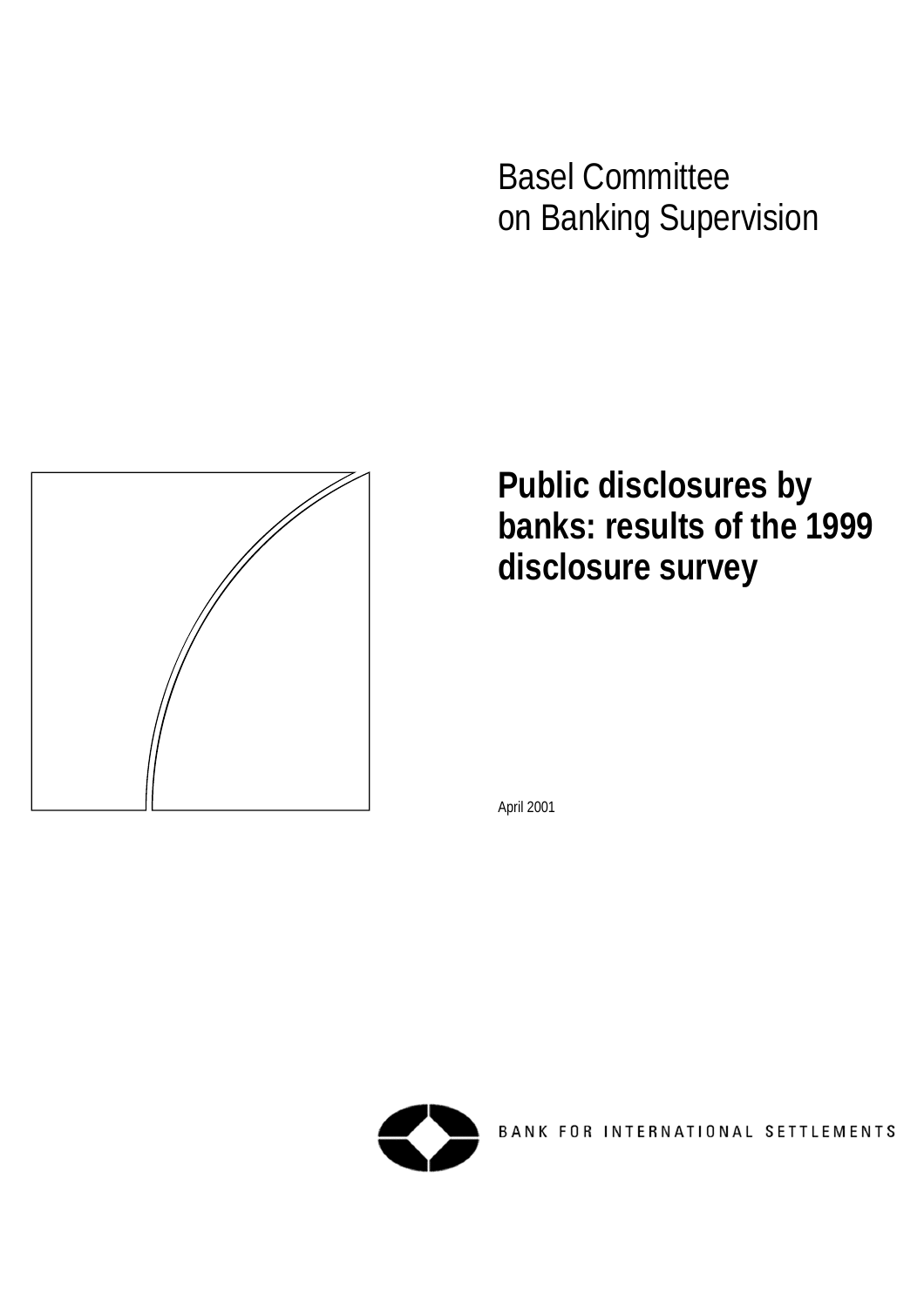Basel Committee
on Banking Supervision

# Public disclosures by banks: results of the 1999 disclosure survey

April 2001

BANK FOR INTERNATIONAL SETTLEMENTS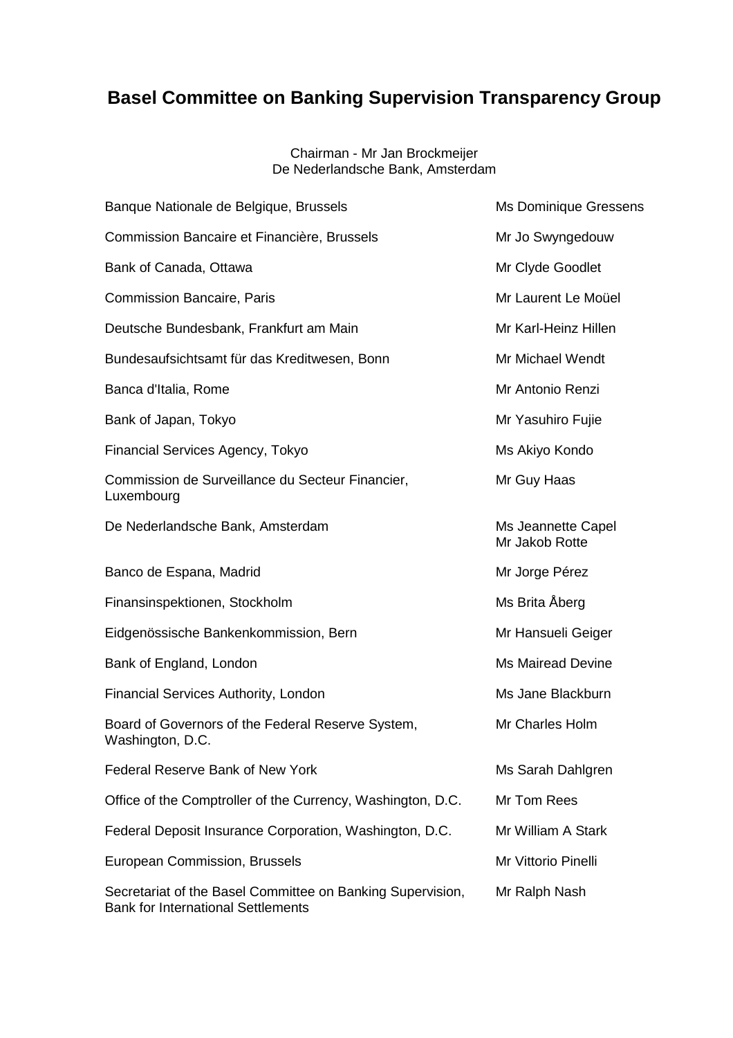# Basel Committee on Banking Supervision Transparency Group

Chairman - Mr Jan Brockmeijer
De Nederlandsche Bank, Amsterdam

| | |
|---|---|
| Banque Nationale de Belgique, Brussels | Ms Dominique Gressens |
| Commission Bancaire et Financière, Brussels | Mr Jo Swyngedouw |
| Bank of Canada, Ottawa | Mr Clyde Goodlet |
| Commission Bancaire, Paris | Mr Laurent Le Moüel |
| Deutsche Bundesbank, Frankfurt am Main | Mr Karl-Heinz Hillen |
| Bundesaufsichtsamt für das Kreditwesen, Bonn | Mr Michael Wendt |
| Banca d'Italia, Rome | Mr Antonio Renzi |
| Bank of Japan, Tokyo | Mr Yasuhiro Fujie |
| Financial Services Agency, Tokyo | Ms Akiyo Kondo |
| Commission de Surveillance du Secteur Financier, Luxembourg | Mr Guy Haas |
| De Nederlandsche Bank, Amsterdam | Ms Jeannette Capel<br>Mr Jakob Rotte |
| Banco de Espana, Madrid | Mr Jorge Pérez |
| Finansinspektionen, Stockholm | Ms Brita Åberg |
| Eidgenössische Bankenkommission, Bern | Mr Hansueli Geiger |
| Bank of England, London | Ms Mairead Devine |
| Financial Services Authority, London | Ms Jane Blackburn |
| Board of Governors of the Federal Reserve System, Washington, D.C. | Mr Charles Holm |
| Federal Reserve Bank of New York | Ms Sarah Dahlgren |
| Office of the Comptroller of the Currency, Washington, D.C. | Mr Tom Rees |
| Federal Deposit Insurance Corporation, Washington, D.C. | Mr William A Stark |
| European Commission, Brussels | Mr Vittorio Pinelli |
| Secretariat of the Basel Committee on Banking Supervision, Bank for International Settlements | Mr Ralph Nash |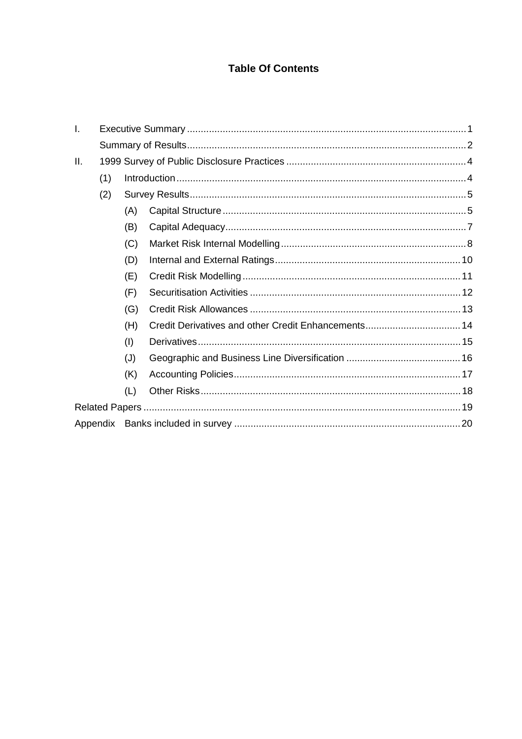# Table Of Contents

- I. Executive Summary ..... 1
  - Summary of Results ..... 2
- II. 1999 Survey of Public Disclosure Practices ..... 4
  - (1) Introduction ..... 4
  - (2) Survey Results ..... 5
    - (A) Capital Structure ..... 5
    - (B) Capital Adequacy ..... 7
    - (C) Market Risk Internal Modelling ..... 8
    - (D) Internal and External Ratings ..... 10
    - (E) Credit Risk Modelling ..... 11
    - (F) Securitisation Activities ..... 12
    - (G) Credit Risk Allowances ..... 13
    - (H) Credit Derivatives and other Credit Enhancements ..... 14
    - (I) Derivatives ..... 15
    - (J) Geographic and Business Line Diversification ..... 16
    - (K) Accounting Policies ..... 17
    - (L) Other Risks ..... 18
- Related Papers ..... 19
- Appendix Banks included in survey ..... 20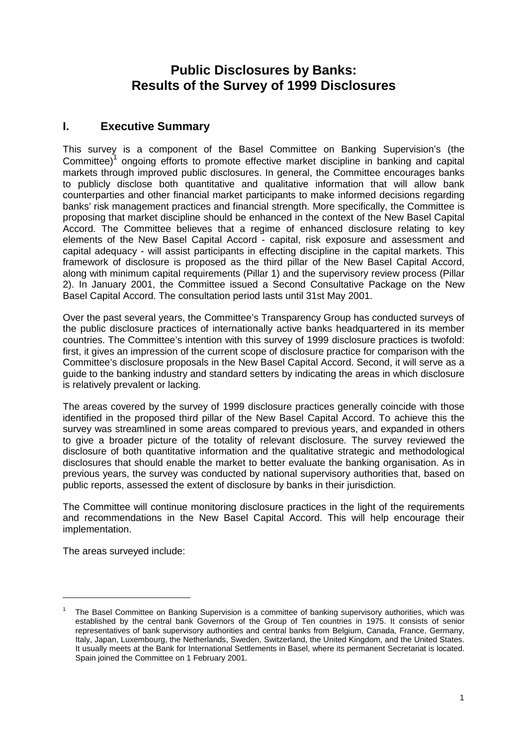# Public Disclosures by Banks: Results of the Survey of 1999 Disclosures

## I. Executive Summary

This survey is a component of the Basel Committee on Banking Supervision's (the Committee)[1] ongoing efforts to promote effective market discipline in banking and capital markets through improved public disclosures. In general, the Committee encourages banks to publicly disclose both quantitative and qualitative information that will allow bank counterparties and other financial market participants to make informed decisions regarding banks' risk management practices and financial strength. More specifically, the Committee is proposing that market discipline should be enhanced in the context of the New Basel Capital Accord. The Committee believes that a regime of enhanced disclosure relating to key elements of the New Basel Capital Accord - capital, risk exposure and assessment and capital adequacy - will assist participants in effecting discipline in the capital markets. This framework of disclosure is proposed as the third pillar of the New Basel Capital Accord, along with minimum capital requirements (Pillar 1) and the supervisory review process (Pillar 2). In January 2001, the Committee issued a Second Consultative Package on the New Basel Capital Accord. The consultation period lasts until 31st May 2001.

Over the past several years, the Committee's Transparency Group has conducted surveys of the public disclosure practices of internationally active banks headquartered in its member countries. The Committee's intention with this survey of 1999 disclosure practices is twofold: first, it gives an impression of the current scope of disclosure practice for comparison with the Committee's disclosure proposals in the New Basel Capital Accord. Second, it will serve as a guide to the banking industry and standard setters by indicating the areas in which disclosure is relatively prevalent or lacking.

The areas covered by the survey of 1999 disclosure practices generally coincide with those identified in the proposed third pillar of the New Basel Capital Accord. To achieve this the survey was streamlined in some areas compared to previous years, and expanded in others to give a broader picture of the totality of relevant disclosure. The survey reviewed the disclosure of both quantitative information and the qualitative strategic and methodological disclosures that should enable the market to better evaluate the banking organisation. As in previous years, the survey was conducted by national supervisory authorities that, based on public reports, assessed the extent of disclosure by banks in their jurisdiction.

The Committee will continue monitoring disclosure practices in the light of the requirements and recommendations in the New Basel Capital Accord. This will help encourage their implementation.

The areas surveyed include:

---

[1] The Basel Committee on Banking Supervision is a committee of banking supervisory authorities, which was established by the central bank Governors of the Group of Ten countries in 1975. It consists of senior representatives of bank supervisory authorities and central banks from Belgium, Canada, France, Germany, Italy, Japan, Luxembourg, the Netherlands, Sweden, Switzerland, the United Kingdom, and the United States. It usually meets at the Bank for International Settlements in Basel, where its permanent Secretariat is located. Spain joined the Committee on 1 February 2001.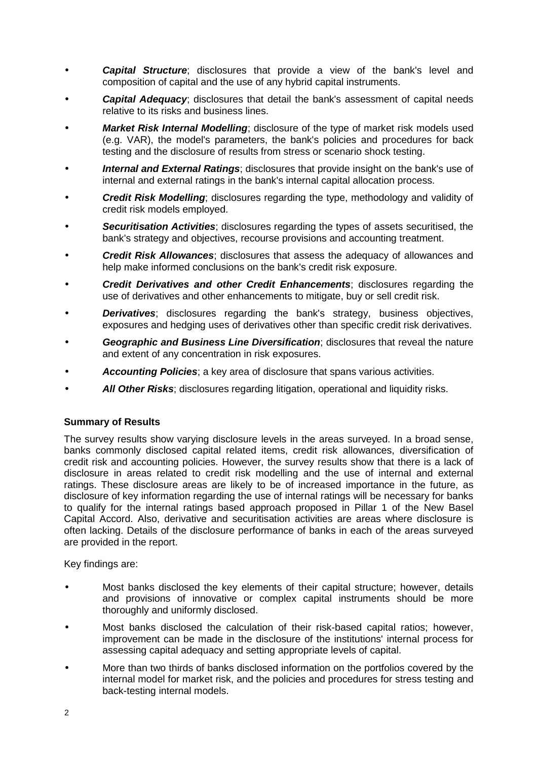- ***Capital Structure***; disclosures that provide a view of the bank's level and composition of capital and the use of any hybrid capital instruments.
- ***Capital Adequacy***; disclosures that detail the bank's assessment of capital needs relative to its risks and business lines.
- ***Market Risk Internal Modelling***; disclosure of the type of market risk models used (e.g. VAR), the model's parameters, the bank's policies and procedures for back testing and the disclosure of results from stress or scenario shock testing.
- ***Internal and External Ratings***; disclosures that provide insight on the bank's use of internal and external ratings in the bank's internal capital allocation process.
- ***Credit Risk Modelling***; disclosures regarding the type, methodology and validity of credit risk models employed.
- ***Securitisation Activities***; disclosures regarding the types of assets securitised, the bank's strategy and objectives, recourse provisions and accounting treatment.
- ***Credit Risk Allowances***; disclosures that assess the adequacy of allowances and help make informed conclusions on the bank's credit risk exposure.
- ***Credit Derivatives and other Credit Enhancements***; disclosures regarding the use of derivatives and other enhancements to mitigate, buy or sell credit risk.
- ***Derivatives***; disclosures regarding the bank's strategy, business objectives, exposures and hedging uses of derivatives other than specific credit risk derivatives.
- ***Geographic and Business Line Diversification***; disclosures that reveal the nature and extent of any concentration in risk exposures.
- ***Accounting Policies***; a key area of disclosure that spans various activities.
- ***All Other Risks***; disclosures regarding litigation, operational and liquidity risks.

**Summary of Results**

The survey results show varying disclosure levels in the areas surveyed. In a broad sense, banks commonly disclosed capital related items, credit risk allowances, diversification of credit risk and accounting policies. However, the survey results show that there is a lack of disclosure in areas related to credit risk modelling and the use of internal and external ratings. These disclosure areas are likely to be of increased importance in the future, as disclosure of key information regarding the use of internal ratings will be necessary for banks to qualify for the internal ratings based approach proposed in Pillar 1 of the New Basel Capital Accord. Also, derivative and securitisation activities are areas where disclosure is often lacking. Details of the disclosure performance of banks in each of the areas surveyed are provided in the report.

Key findings are:

- Most banks disclosed the key elements of their capital structure; however, details and provisions of innovative or complex capital instruments should be more thoroughly and uniformly disclosed.
- Most banks disclosed the calculation of their risk-based capital ratios; however, improvement can be made in the disclosure of the institutions' internal process for assessing capital adequacy and setting appropriate levels of capital.
- More than two thirds of banks disclosed information on the portfolios covered by the internal model for market risk, and the policies and procedures for stress testing and back-testing internal models.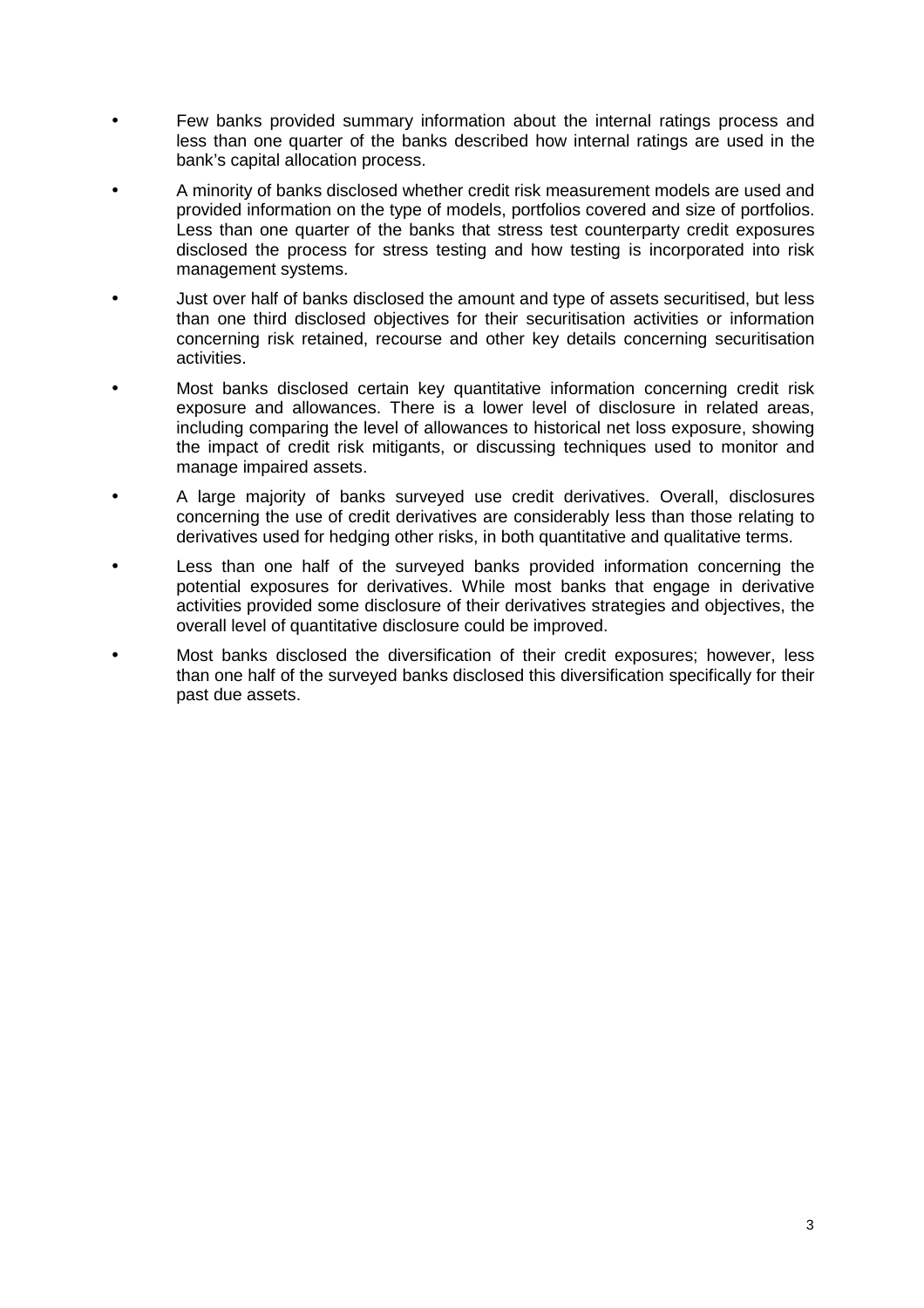- Few banks provided summary information about the internal ratings process and less than one quarter of the banks described how internal ratings are used in the bank's capital allocation process.
- A minority of banks disclosed whether credit risk measurement models are used and provided information on the type of models, portfolios covered and size of portfolios. Less than one quarter of the banks that stress test counterparty credit exposures disclosed the process for stress testing and how testing is incorporated into risk management systems.
- Just over half of banks disclosed the amount and type of assets securitised, but less than one third disclosed objectives for their securitisation activities or information concerning risk retained, recourse and other key details concerning securitisation activities.
- Most banks disclosed certain key quantitative information concerning credit risk exposure and allowances. There is a lower level of disclosure in related areas, including comparing the level of allowances to historical net loss exposure, showing the impact of credit risk mitigants, or discussing techniques used to monitor and manage impaired assets.
- A large majority of banks surveyed use credit derivatives. Overall, disclosures concerning the use of credit derivatives are considerably less than those relating to derivatives used for hedging other risks, in both quantitative and qualitative terms.
- Less than one half of the surveyed banks provided information concerning the potential exposures for derivatives. While most banks that engage in derivative activities provided some disclosure of their derivatives strategies and objectives, the overall level of quantitative disclosure could be improved.
- Most banks disclosed the diversification of their credit exposures; however, less than one half of the surveyed banks disclosed this diversification specifically for their past due assets.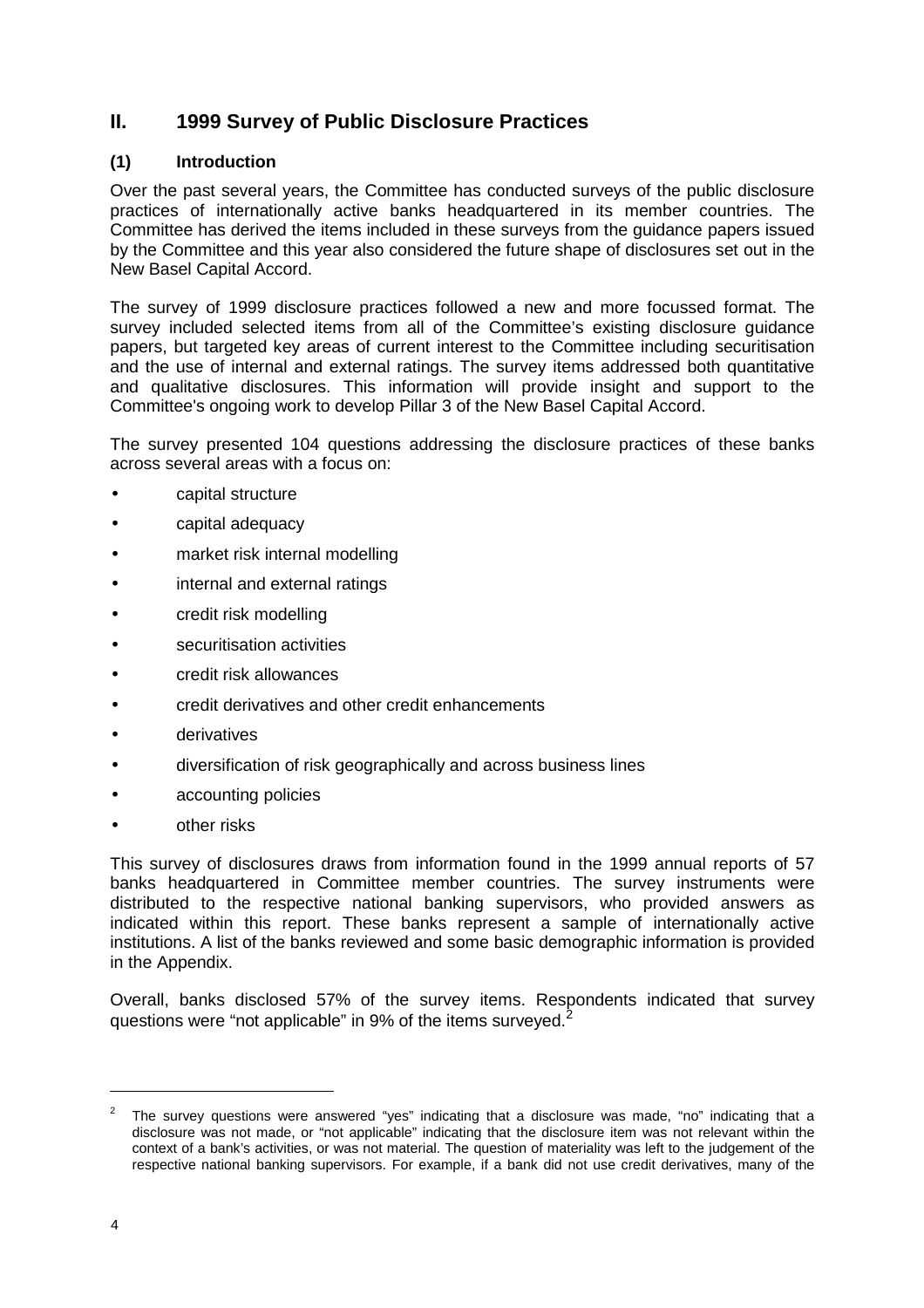## II. 1999 Survey of Public Disclosure Practices

### (1) Introduction

Over the past several years, the Committee has conducted surveys of the public disclosure practices of internationally active banks headquartered in its member countries. The Committee has derived the items included in these surveys from the guidance papers issued by the Committee and this year also considered the future shape of disclosures set out in the New Basel Capital Accord.

The survey of 1999 disclosure practices followed a new and more focussed format. The survey included selected items from all of the Committee's existing disclosure guidance papers, but targeted key areas of current interest to the Committee including securitisation and the use of internal and external ratings. The survey items addressed both quantitative and qualitative disclosures. This information will provide insight and support to the Committee's ongoing work to develop Pillar 3 of the New Basel Capital Accord.

The survey presented 104 questions addressing the disclosure practices of these banks across several areas with a focus on:

- capital structure
- capital adequacy
- market risk internal modelling
- internal and external ratings
- credit risk modelling
- securitisation activities
- credit risk allowances
- credit derivatives and other credit enhancements
- derivatives
- diversification of risk geographically and across business lines
- accounting policies
- other risks

This survey of disclosures draws from information found in the 1999 annual reports of 57 banks headquartered in Committee member countries. The survey instruments were distributed to the respective national banking supervisors, who provided answers as indicated within this report. These banks represent a sample of internationally active institutions. A list of the banks reviewed and some basic demographic information is provided in the Appendix.

Overall, banks disclosed 57% of the survey items. Respondents indicated that survey questions were "not applicable" in 9% of the items surveyed.[2]

[2] The survey questions were answered "yes" indicating that a disclosure was made, "no" indicating that a disclosure was not made, or "not applicable" indicating that the disclosure item was not relevant within the context of a bank's activities, or was not material. The question of materiality was left to the judgement of the respective national banking supervisors. For example, if a bank did not use credit derivatives, many of the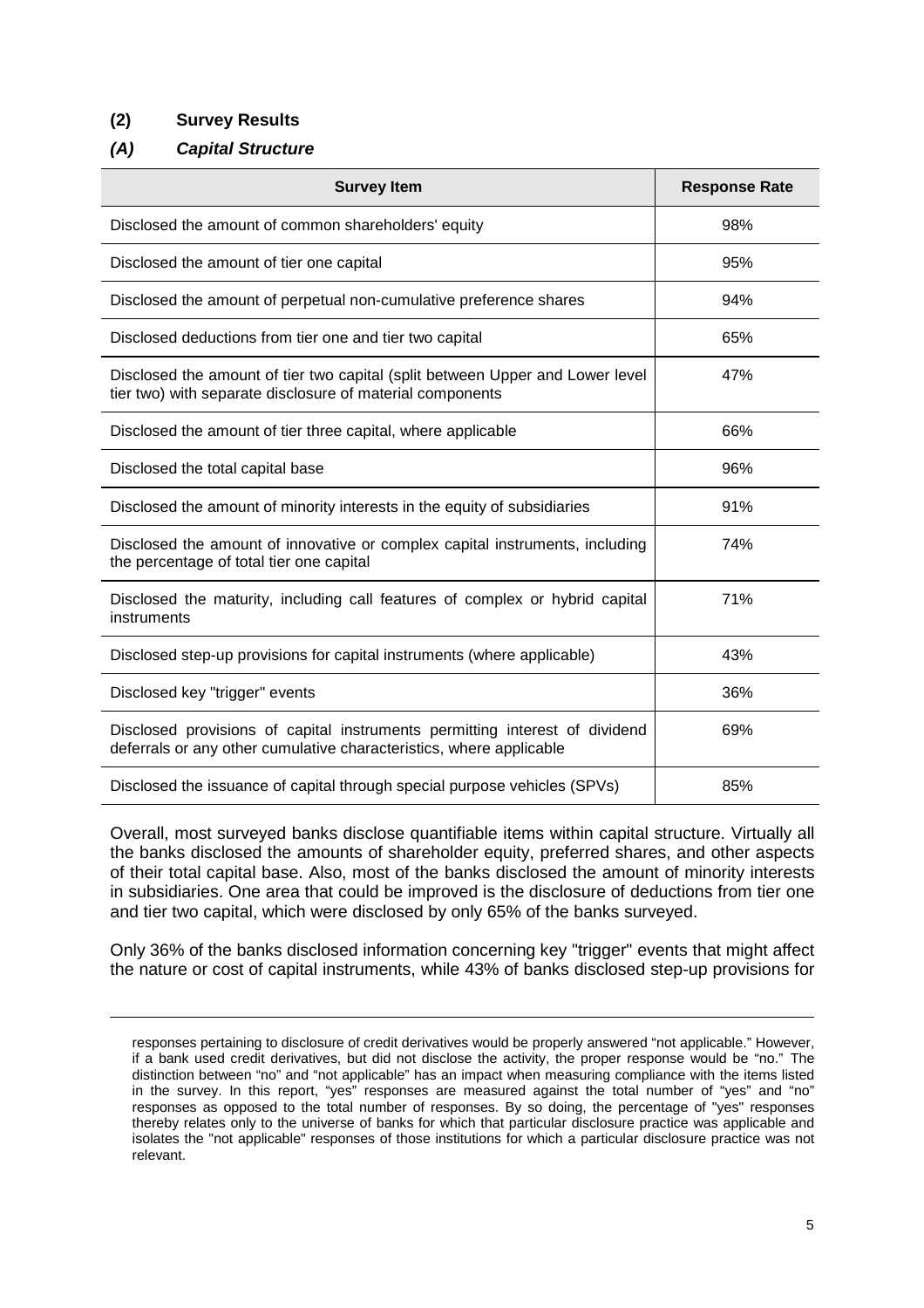## (2) Survey Results

### *(A) Capital Structure*

| Survey Item | Response Rate |
|---|---|
| Disclosed the amount of common shareholders' equity | 98% |
| Disclosed the amount of tier one capital | 95% |
| Disclosed the amount of perpetual non-cumulative preference shares | 94% |
| Disclosed deductions from tier one and tier two capital | 65% |
| Disclosed the amount of tier two capital (split between Upper and Lower level tier two) with separate disclosure of material components | 47% |
| Disclosed the amount of tier three capital, where applicable | 66% |
| Disclosed the total capital base | 96% |
| Disclosed the amount of minority interests in the equity of subsidiaries | 91% |
| Disclosed the amount of innovative or complex capital instruments, including the percentage of total tier one capital | 74% |
| Disclosed the maturity, including call features of complex or hybrid capital instruments | 71% |
| Disclosed step-up provisions for capital instruments (where applicable) | 43% |
| Disclosed key "trigger" events | 36% |
| Disclosed provisions of capital instruments permitting interest of dividend deferrals or any other cumulative characteristics, where applicable | 69% |
| Disclosed the issuance of capital through special purpose vehicles (SPVs) | 85% |

Overall, most surveyed banks disclose quantifiable items within capital structure. Virtually all the banks disclosed the amounts of shareholder equity, preferred shares, and other aspects of their total capital base. Also, most of the banks disclosed the amount of minority interests in subsidiaries. One area that could be improved is the disclosure of deductions from tier one and tier two capital, which were disclosed by only 65% of the banks surveyed.

Only 36% of the banks disclosed information concerning key "trigger" events that might affect the nature or cost of capital instruments, while 43% of banks disclosed step-up provisions for

---

responses pertaining to disclosure of credit derivatives would be properly answered "not applicable." However, if a bank used credit derivatives, but did not disclose the activity, the proper response would be "no." The distinction between "no" and "not applicable" has an impact when measuring compliance with the items listed in the survey. In this report, "yes" responses are measured against the total number of "yes" and "no" responses as opposed to the total number of responses. By so doing, the percentage of "yes" responses thereby relates only to the universe of banks for which that particular disclosure practice was applicable and isolates the "not applicable" responses of those institutions for which a particular disclosure practice was not relevant.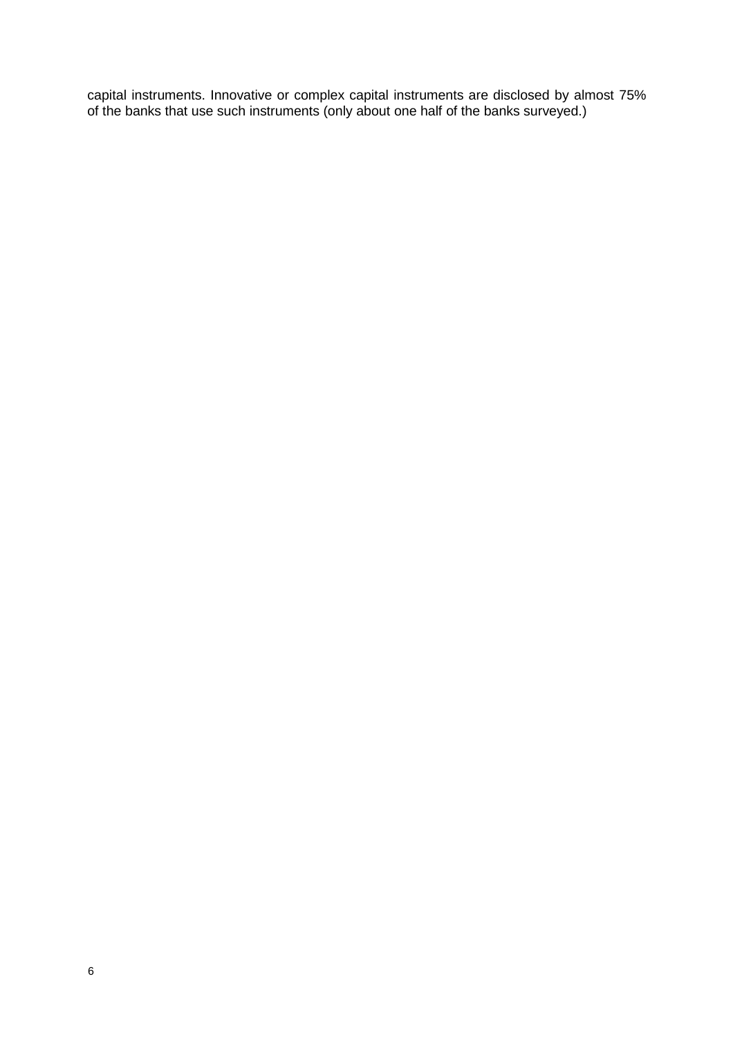capital instruments. Innovative or complex capital instruments are disclosed by almost 75% of the banks that use such instruments (only about one half of the banks surveyed.)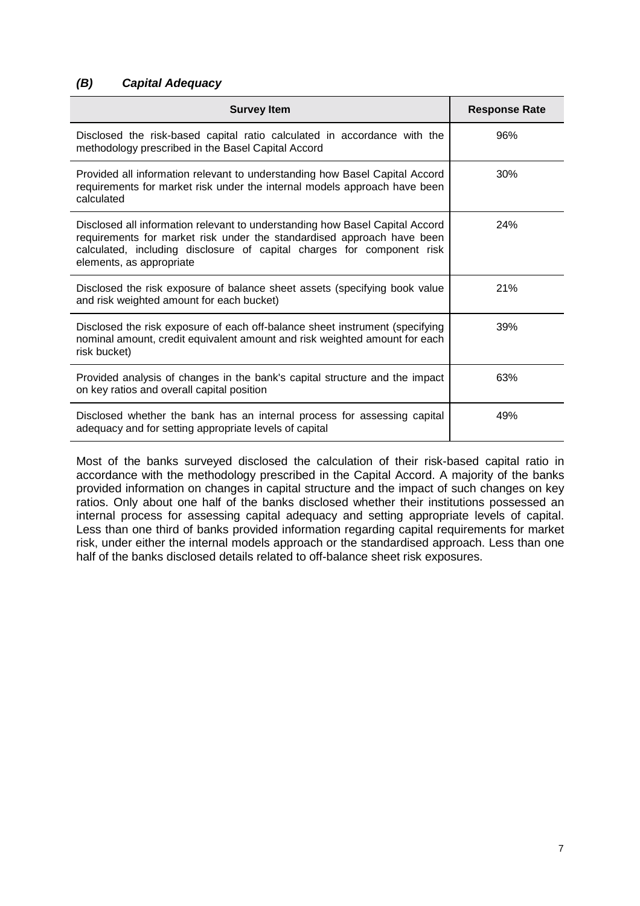### *(B) Capital Adequacy*

| Survey Item | Response Rate |
|---|---|
| Disclosed the risk-based capital ratio calculated in accordance with the methodology prescribed in the Basel Capital Accord | 96% |
| Provided all information relevant to understanding how Basel Capital Accord requirements for market risk under the internal models approach have been calculated | 30% |
| Disclosed all information relevant to understanding how Basel Capital Accord requirements for market risk under the standardised approach have been calculated, including disclosure of capital charges for component risk elements, as appropriate | 24% |
| Disclosed the risk exposure of balance sheet assets (specifying book value and risk weighted amount for each bucket) | 21% |
| Disclosed the risk exposure of each off-balance sheet instrument (specifying nominal amount, credit equivalent amount and risk weighted amount for each risk bucket) | 39% |
| Provided analysis of changes in the bank's capital structure and the impact on key ratios and overall capital position | 63% |
| Disclosed whether the bank has an internal process for assessing capital adequacy and for setting appropriate levels of capital | 49% |

Most of the banks surveyed disclosed the calculation of their risk-based capital ratio in accordance with the methodology prescribed in the Capital Accord. A majority of the banks provided information on changes in capital structure and the impact of such changes on key ratios. Only about one half of the banks disclosed whether their institutions possessed an internal process for assessing capital adequacy and setting appropriate levels of capital. Less than one third of banks provided information regarding capital requirements for market risk, under either the internal models approach or the standardised approach. Less than one half of the banks disclosed details related to off-balance sheet risk exposures.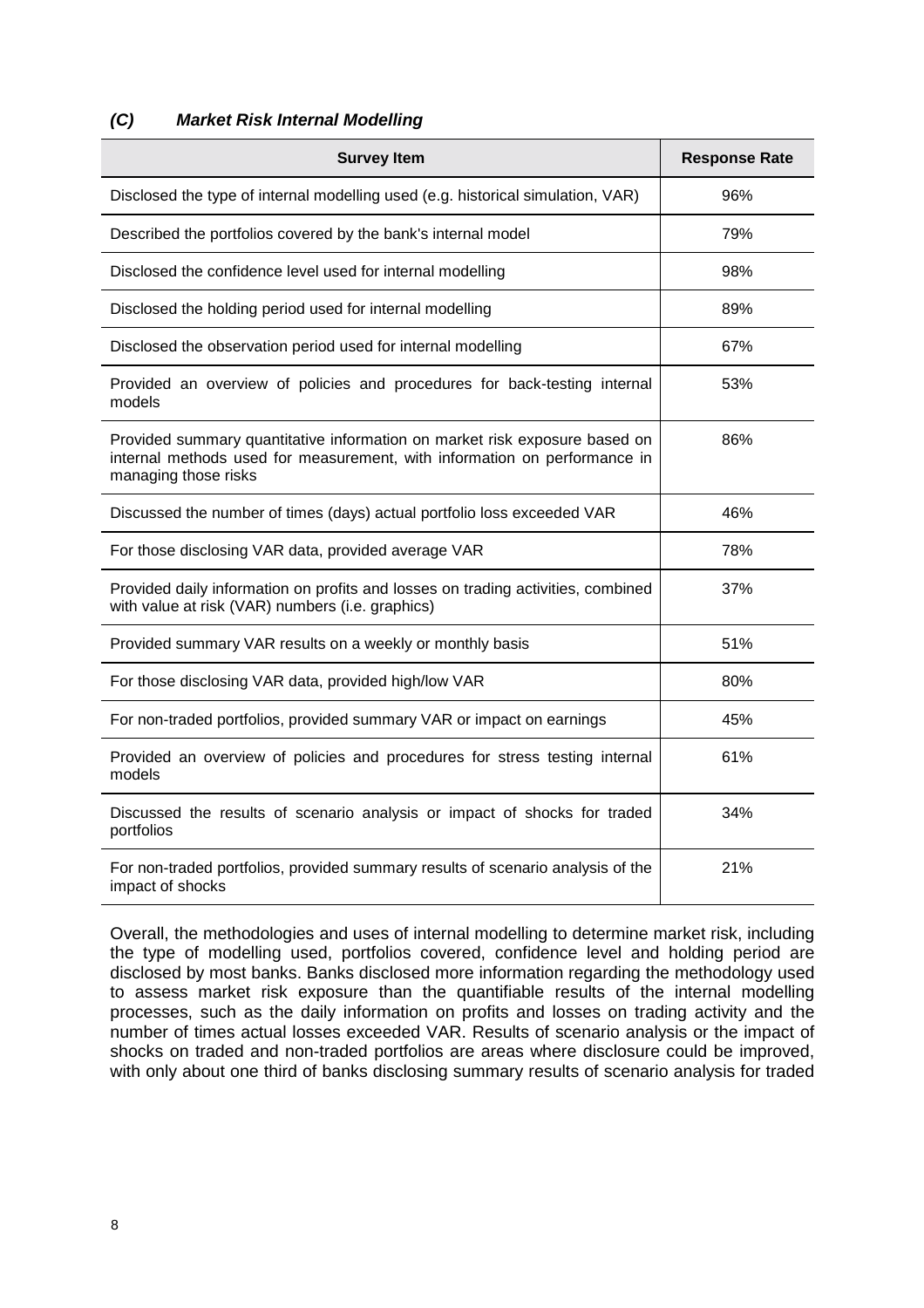### *(C) Market Risk Internal Modelling*

| Survey Item | Response Rate |
|---|---|
| Disclosed the type of internal modelling used (e.g. historical simulation, VAR) | 96% |
| Described the portfolios covered by the bank's internal model | 79% |
| Disclosed the confidence level used for internal modelling | 98% |
| Disclosed the holding period used for internal modelling | 89% |
| Disclosed the observation period used for internal modelling | 67% |
| Provided an overview of policies and procedures for back-testing internal models | 53% |
| Provided summary quantitative information on market risk exposure based on internal methods used for measurement, with information on performance in managing those risks | 86% |
| Discussed the number of times (days) actual portfolio loss exceeded VAR | 46% |
| For those disclosing VAR data, provided average VAR | 78% |
| Provided daily information on profits and losses on trading activities, combined with value at risk (VAR) numbers (i.e. graphics) | 37% |
| Provided summary VAR results on a weekly or monthly basis | 51% |
| For those disclosing VAR data, provided high/low VAR | 80% |
| For non-traded portfolios, provided summary VAR or impact on earnings | 45% |
| Provided an overview of policies and procedures for stress testing internal models | 61% |
| Discussed the results of scenario analysis or impact of shocks for traded portfolios | 34% |
| For non-traded portfolios, provided summary results of scenario analysis of the impact of shocks | 21% |

Overall, the methodologies and uses of internal modelling to determine market risk, including the type of modelling used, portfolios covered, confidence level and holding period are disclosed by most banks. Banks disclosed more information regarding the methodology used to assess market risk exposure than the quantifiable results of the internal modelling processes, such as the daily information on profits and losses on trading activity and the number of times actual losses exceeded VAR. Results of scenario analysis or the impact of shocks on traded and non-traded portfolios are areas where disclosure could be improved, with only about one third of banks disclosing summary results of scenario analysis for traded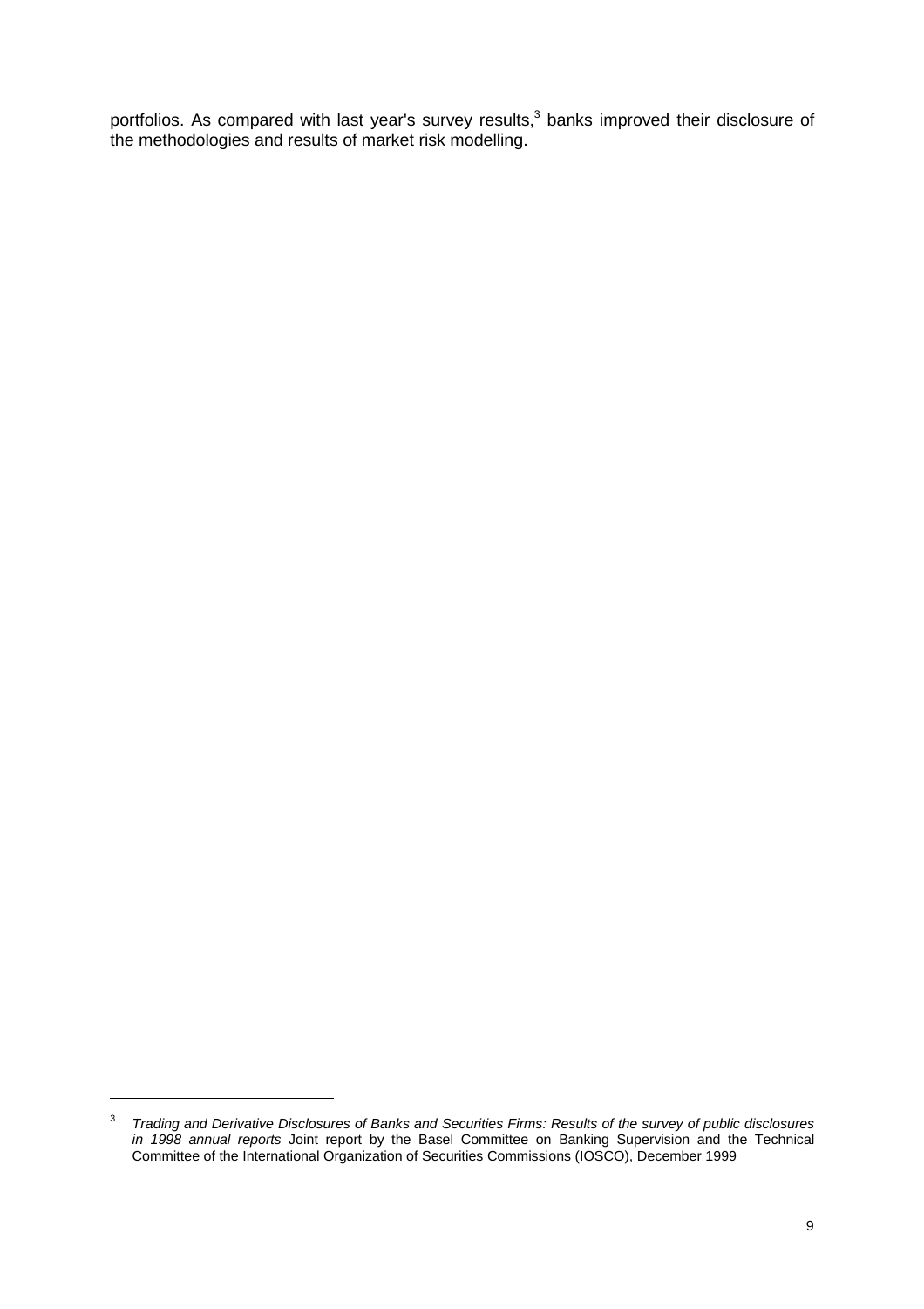portfolios. As compared with last year's survey results,[3] banks improved their disclosure of the methodologies and results of market risk modelling.

---

[3] *Trading and Derivative Disclosures of Banks and Securities Firms: Results of the survey of public disclosures in 1998 annual reports* Joint report by the Basel Committee on Banking Supervision and the Technical Committee of the International Organization of Securities Commissions (IOSCO), December 1999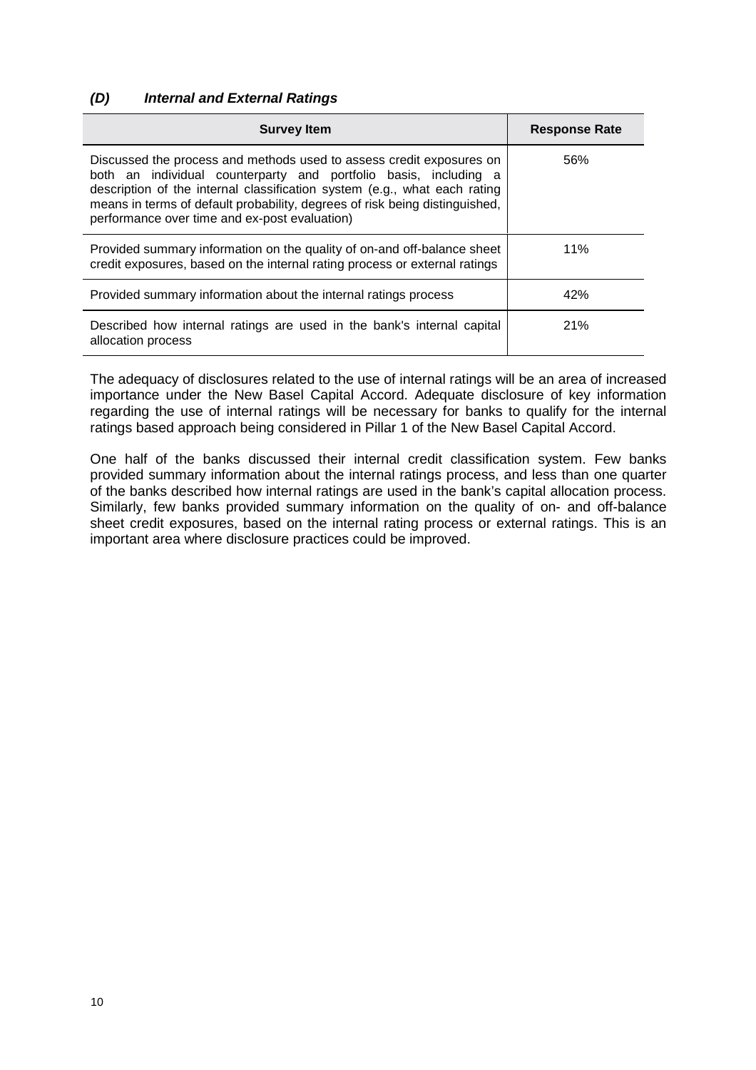### *(D) Internal and External Ratings*

| Survey Item | Response Rate |
|---|---|
| Discussed the process and methods used to assess credit exposures on both an individual counterparty and portfolio basis, including a description of the internal classification system (e.g., what each rating means in terms of default probability, degrees of risk being distinguished, performance over time and ex-post evaluation) | 56% |
| Provided summary information on the quality of on-and off-balance sheet credit exposures, based on the internal rating process or external ratings | 11% |
| Provided summary information about the internal ratings process | 42% |
| Described how internal ratings are used in the bank's internal capital allocation process | 21% |

The adequacy of disclosures related to the use of internal ratings will be an area of increased importance under the New Basel Capital Accord. Adequate disclosure of key information regarding the use of internal ratings will be necessary for banks to qualify for the internal ratings based approach being considered in Pillar 1 of the New Basel Capital Accord.

One half of the banks discussed their internal credit classification system. Few banks provided summary information about the internal ratings process, and less than one quarter of the banks described how internal ratings are used in the bank's capital allocation process. Similarly, few banks provided summary information on the quality of on- and off-balance sheet credit exposures, based on the internal rating process or external ratings. This is an important area where disclosure practices could be improved.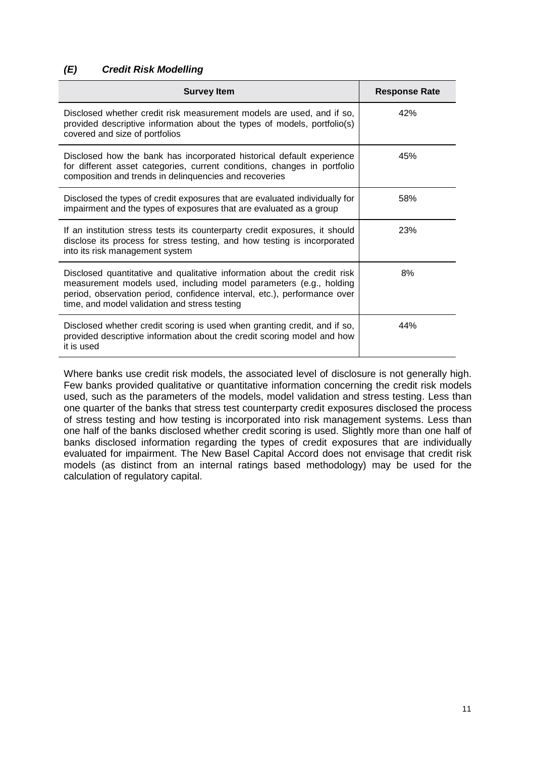### *(E) Credit Risk Modelling*

| Survey Item | Response Rate |
|---|---|
| Disclosed whether credit risk measurement models are used, and if so, provided descriptive information about the types of models, portfolio(s) covered and size of portfolios | 42% |
| Disclosed how the bank has incorporated historical default experience for different asset categories, current conditions, changes in portfolio composition and trends in delinquencies and recoveries | 45% |
| Disclosed the types of credit exposures that are evaluated individually for impairment and the types of exposures that are evaluated as a group | 58% |
| If an institution stress tests its counterparty credit exposures, it should disclose its process for stress testing, and how testing is incorporated into its risk management system | 23% |
| Disclosed quantitative and qualitative information about the credit risk measurement models used, including model parameters (e.g., holding period, observation period, confidence interval, etc.), performance over time, and model validation and stress testing | 8% |
| Disclosed whether credit scoring is used when granting credit, and if so, provided descriptive information about the credit scoring model and how it is used | 44% |

Where banks use credit risk models, the associated level of disclosure is not generally high. Few banks provided qualitative or quantitative information concerning the credit risk models used, such as the parameters of the models, model validation and stress testing. Less than one quarter of the banks that stress test counterparty credit exposures disclosed the process of stress testing and how testing is incorporated into risk management systems. Less than one half of the banks disclosed whether credit scoring is used. Slightly more than one half of banks disclosed information regarding the types of credit exposures that are individually evaluated for impairment. The New Basel Capital Accord does not envisage that credit risk models (as distinct from an internal ratings based methodology) may be used for the calculation of regulatory capital.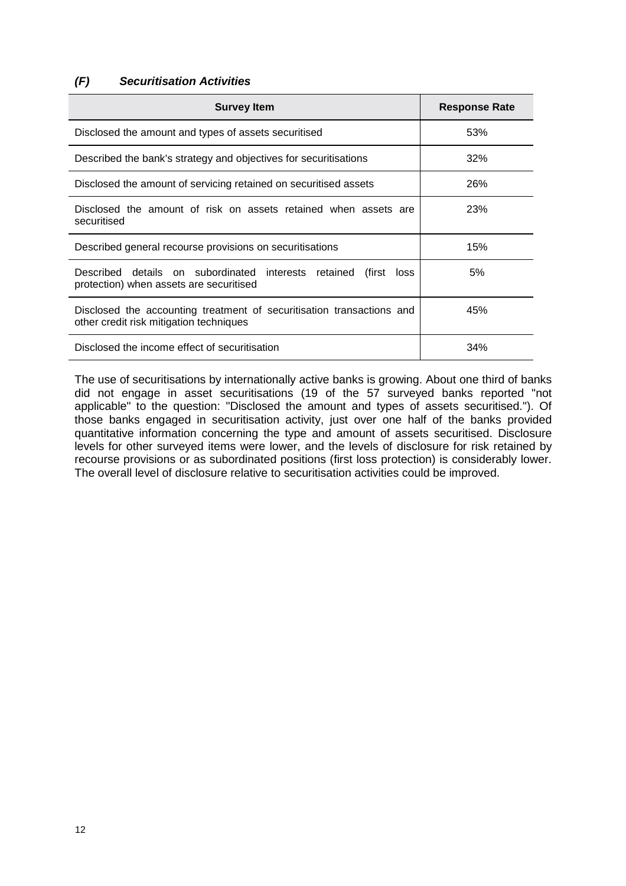### *(F) Securitisation Activities*

| Survey Item | Response Rate |
|---|---|
| Disclosed the amount and types of assets securitised | 53% |
| Described the bank's strategy and objectives for securitisations | 32% |
| Disclosed the amount of servicing retained on securitised assets | 26% |
| Disclosed the amount of risk on assets retained when assets are securitised | 23% |
| Described general recourse provisions on securitisations | 15% |
| Described details on subordinated interests retained (first loss protection) when assets are securitised | 5% |
| Disclosed the accounting treatment of securitisation transactions and other credit risk mitigation techniques | 45% |
| Disclosed the income effect of securitisation | 34% |

The use of securitisations by internationally active banks is growing. About one third of banks did not engage in asset securitisations (19 of the 57 surveyed banks reported "not applicable" to the question: "Disclosed the amount and types of assets securitised."). Of those banks engaged in securitisation activity, just over one half of the banks provided quantitative information concerning the type and amount of assets securitised. Disclosure levels for other surveyed items were lower, and the levels of disclosure for risk retained by recourse provisions or as subordinated positions (first loss protection) is considerably lower. The overall level of disclosure relative to securitisation activities could be improved.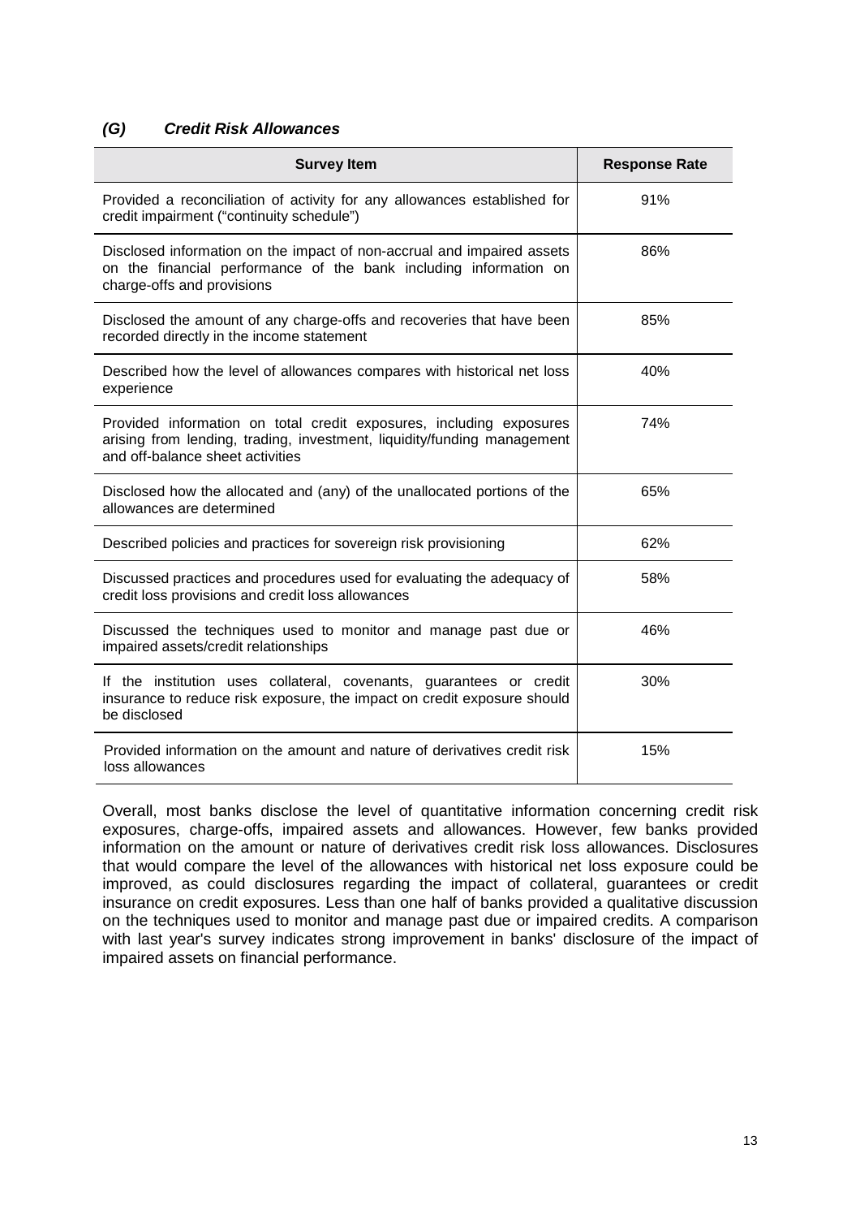### *(G) Credit Risk Allowances*

| Survey Item | Response Rate |
|---|---|
| Provided a reconciliation of activity for any allowances established for credit impairment ("continuity schedule") | 91% |
| Disclosed information on the impact of non-accrual and impaired assets on the financial performance of the bank including information on charge-offs and provisions | 86% |
| Disclosed the amount of any charge-offs and recoveries that have been recorded directly in the income statement | 85% |
| Described how the level of allowances compares with historical net loss experience | 40% |
| Provided information on total credit exposures, including exposures arising from lending, trading, investment, liquidity/funding management and off-balance sheet activities | 74% |
| Disclosed how the allocated and (any) of the unallocated portions of the allowances are determined | 65% |
| Described policies and practices for sovereign risk provisioning | 62% |
| Discussed practices and procedures used for evaluating the adequacy of credit loss provisions and credit loss allowances | 58% |
| Discussed the techniques used to monitor and manage past due or impaired assets/credit relationships | 46% |
| If the institution uses collateral, covenants, guarantees or credit insurance to reduce risk exposure, the impact on credit exposure should be disclosed | 30% |
| Provided information on the amount and nature of derivatives credit risk loss allowances | 15% |

Overall, most banks disclose the level of quantitative information concerning credit risk exposures, charge-offs, impaired assets and allowances. However, few banks provided information on the amount or nature of derivatives credit risk loss allowances. Disclosures that would compare the level of the allowances with historical net loss exposure could be improved, as could disclosures regarding the impact of collateral, guarantees or credit insurance on credit exposures. Less than one half of banks provided a qualitative discussion on the techniques used to monitor and manage past due or impaired credits. A comparison with last year's survey indicates strong improvement in banks' disclosure of the impact of impaired assets on financial performance.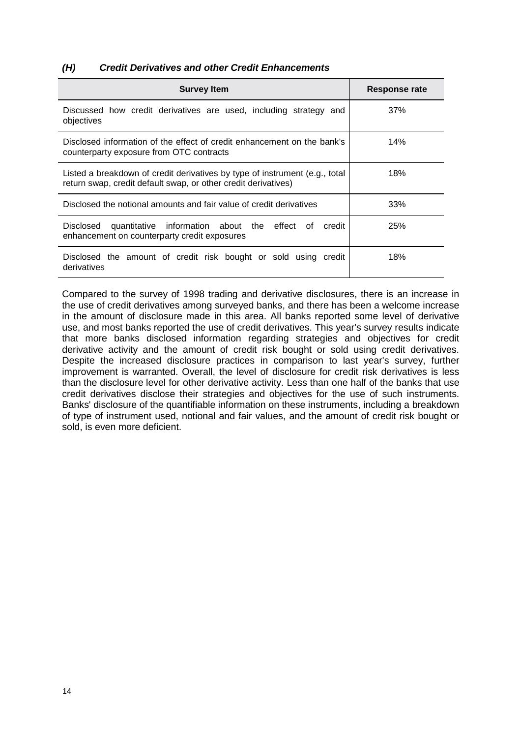### *(H) Credit Derivatives and other Credit Enhancements*

| Survey Item | Response rate |
| --- | --- |
| Discussed how credit derivatives are used, including strategy and objectives | 37% |
| Disclosed information of the effect of credit enhancement on the bank's counterparty exposure from OTC contracts | 14% |
| Listed a breakdown of credit derivatives by type of instrument (e.g., total return swap, credit default swap, or other credit derivatives) | 18% |
| Disclosed the notional amounts and fair value of credit derivatives | 33% |
| Disclosed quantitative information about the effect of credit enhancement on counterparty credit exposures | 25% |
| Disclosed the amount of credit risk bought or sold using credit derivatives | 18% |

Compared to the survey of 1998 trading and derivative disclosures, there is an increase in the use of credit derivatives among surveyed banks, and there has been a welcome increase in the amount of disclosure made in this area. All banks reported some level of derivative use, and most banks reported the use of credit derivatives. This year's survey results indicate that more banks disclosed information regarding strategies and objectives for credit derivative activity and the amount of credit risk bought or sold using credit derivatives. Despite the increased disclosure practices in comparison to last year's survey, further improvement is warranted. Overall, the level of disclosure for credit risk derivatives is less than the disclosure level for other derivative activity. Less than one half of the banks that use credit derivatives disclose their strategies and objectives for the use of such instruments. Banks' disclosure of the quantifiable information on these instruments, including a breakdown of type of instrument used, notional and fair values, and the amount of credit risk bought or sold, is even more deficient.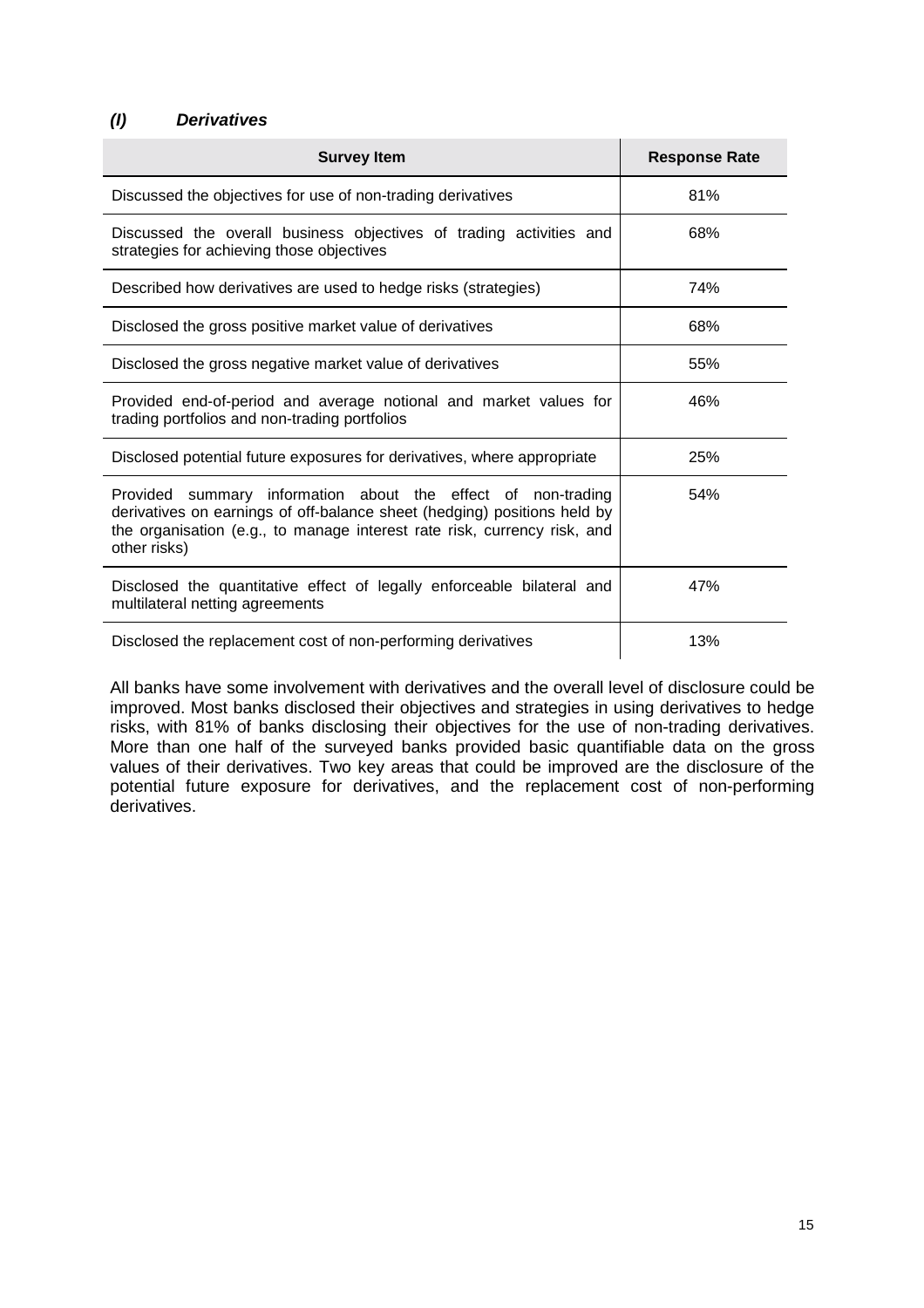### *(l) Derivatives*

| Survey Item | Response Rate |
|---|---|
| Discussed the objectives for use of non-trading derivatives | 81% |
| Discussed the overall business objectives of trading activities and strategies for achieving those objectives | 68% |
| Described how derivatives are used to hedge risks (strategies) | 74% |
| Disclosed the gross positive market value of derivatives | 68% |
| Disclosed the gross negative market value of derivatives | 55% |
| Provided end-of-period and average notional and market values for trading portfolios and non-trading portfolios | 46% |
| Disclosed potential future exposures for derivatives, where appropriate | 25% |
| Provided summary information about the effect of non-trading derivatives on earnings of off-balance sheet (hedging) positions held by the organisation (e.g., to manage interest rate risk, currency risk, and other risks) | 54% |
| Disclosed the quantitative effect of legally enforceable bilateral and multilateral netting agreements | 47% |
| Disclosed the replacement cost of non-performing derivatives | 13% |

All banks have some involvement with derivatives and the overall level of disclosure could be improved. Most banks disclosed their objectives and strategies in using derivatives to hedge risks, with 81% of banks disclosing their objectives for the use of non-trading derivatives. More than one half of the surveyed banks provided basic quantifiable data on the gross values of their derivatives. Two key areas that could be improved are the disclosure of the potential future exposure for derivatives, and the replacement cost of non-performing derivatives.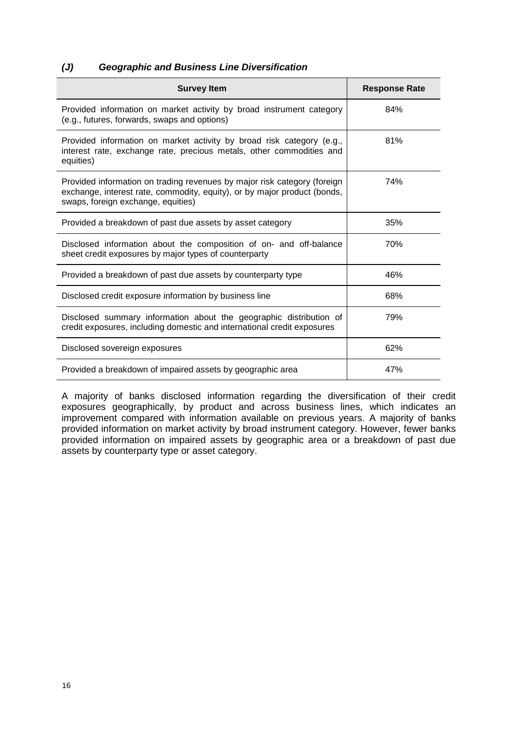### *(J) Geographic and Business Line Diversification*

| Survey Item | Response Rate |
|---|---|
| Provided information on market activity by broad instrument category (e.g., futures, forwards, swaps and options) | 84% |
| Provided information on market activity by broad risk category (e.g., interest rate, exchange rate, precious metals, other commodities and equities) | 81% |
| Provided information on trading revenues by major risk category (foreign exchange, interest rate, commodity, equity), or by major product (bonds, swaps, foreign exchange, equities) | 74% |
| Provided a breakdown of past due assets by asset category | 35% |
| Disclosed information about the composition of on- and off-balance sheet credit exposures by major types of counterparty | 70% |
| Provided a breakdown of past due assets by counterparty type | 46% |
| Disclosed credit exposure information by business line | 68% |
| Disclosed summary information about the geographic distribution of credit exposures, including domestic and international credit exposures | 79% |
| Disclosed sovereign exposures | 62% |
| Provided a breakdown of impaired assets by geographic area | 47% |

A majority of banks disclosed information regarding the diversification of their credit exposures geographically, by product and across business lines, which indicates an improvement compared with information available on previous years. A majority of banks provided information on market activity by broad instrument category. However, fewer banks provided information on impaired assets by geographic area or a breakdown of past due assets by counterparty type or asset category.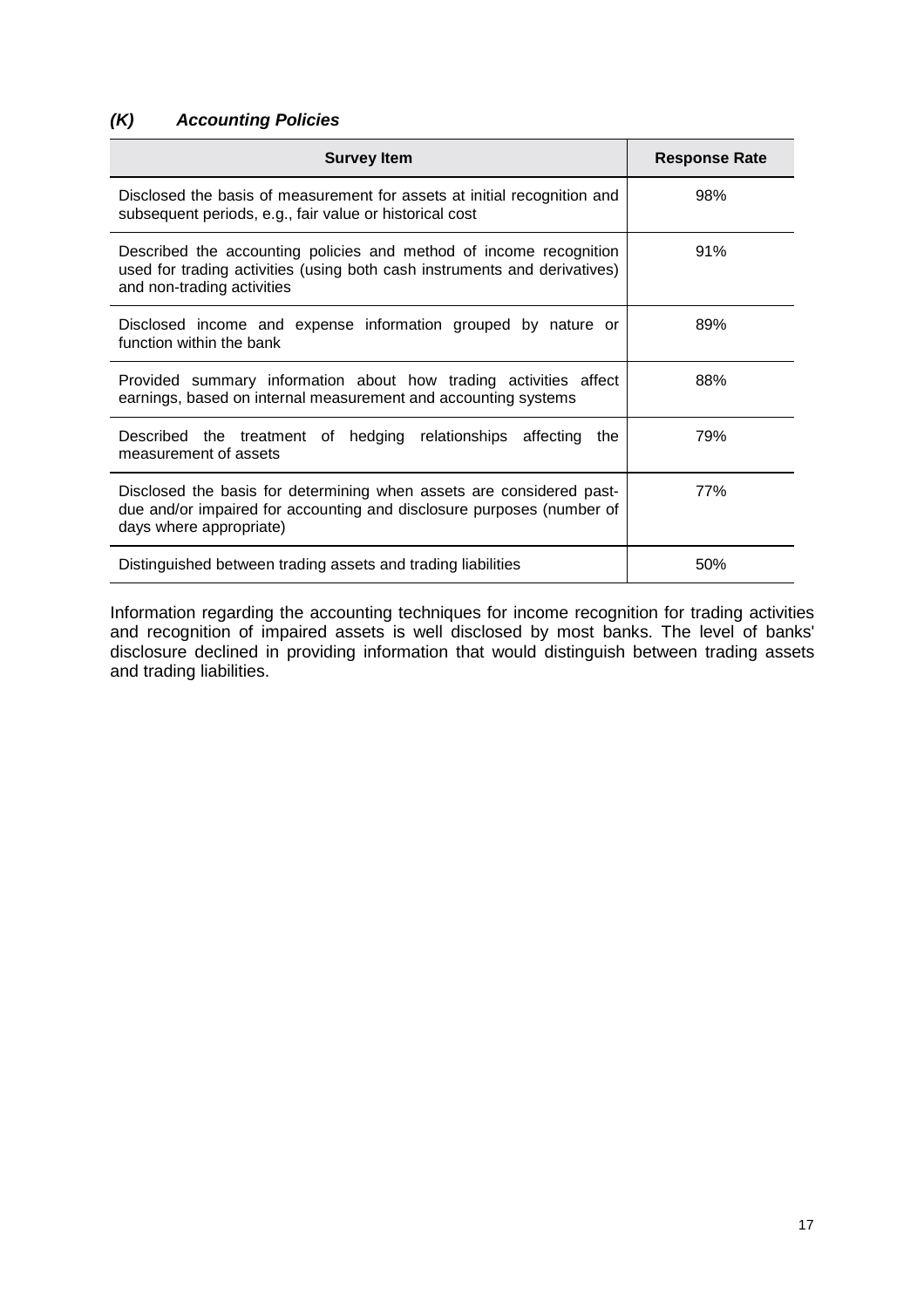### *(K) Accounting Policies*

| Survey Item | Response Rate |
|---|---|
| Disclosed the basis of measurement for assets at initial recognition and subsequent periods, e.g., fair value or historical cost | 98% |
| Described the accounting policies and method of income recognition used for trading activities (using both cash instruments and derivatives) and non-trading activities | 91% |
| Disclosed income and expense information grouped by nature or function within the bank | 89% |
| Provided summary information about how trading activities affect earnings, based on internal measurement and accounting systems | 88% |
| Described the treatment of hedging relationships affecting the measurement of assets | 79% |
| Disclosed the basis for determining when assets are considered past-due and/or impaired for accounting and disclosure purposes (number of days where appropriate) | 77% |
| Distinguished between trading assets and trading liabilities | 50% |

Information regarding the accounting techniques for income recognition for trading activities and recognition of impaired assets is well disclosed by most banks. The level of banks' disclosure declined in providing information that would distinguish between trading assets and trading liabilities.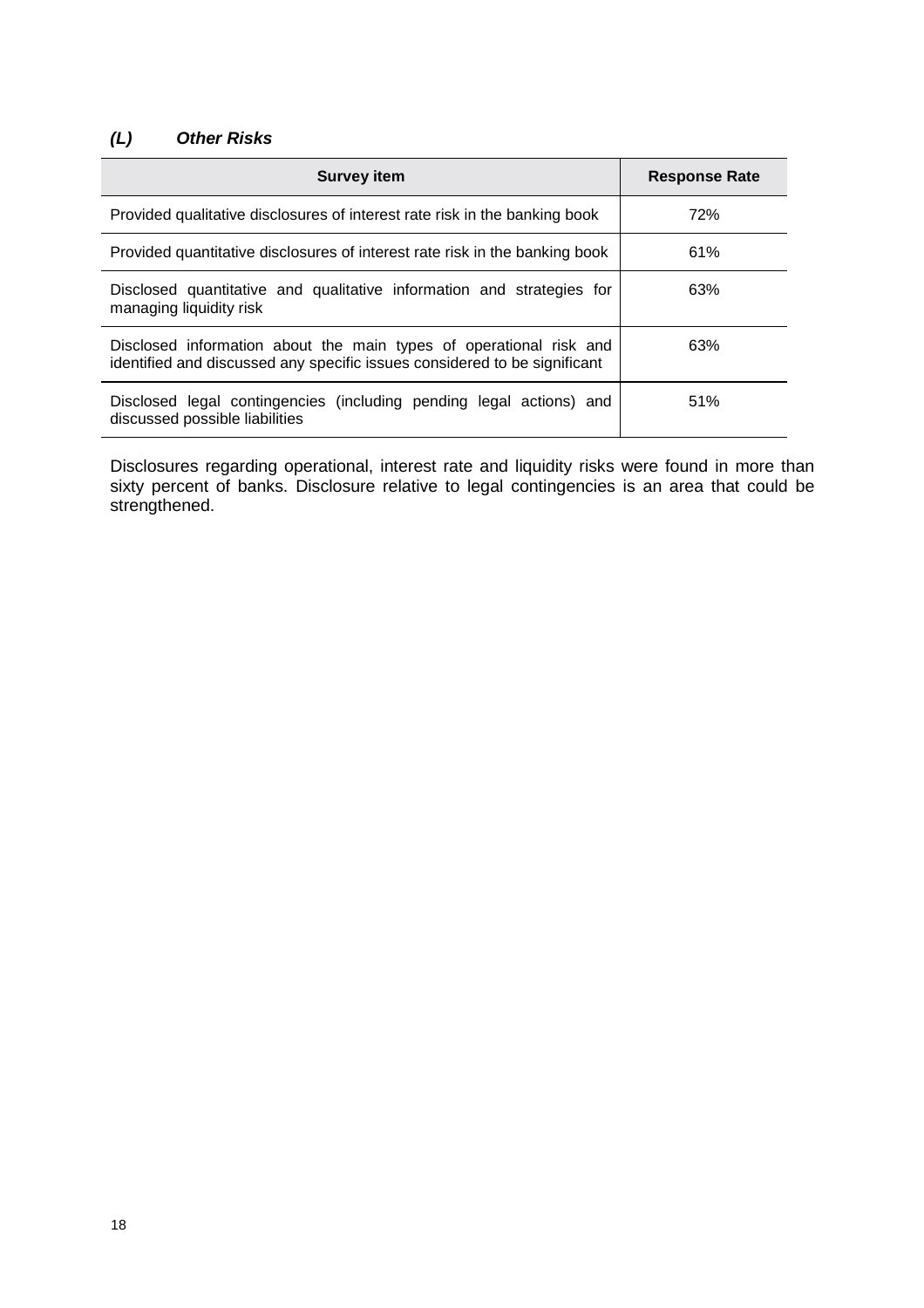### *(L) Other Risks*

| Survey item | Response Rate |
|---|---|
| Provided qualitative disclosures of interest rate risk in the banking book | 72% |
| Provided quantitative disclosures of interest rate risk in the banking book | 61% |
| Disclosed quantitative and qualitative information and strategies for managing liquidity risk | 63% |
| Disclosed information about the main types of operational risk and identified and discussed any specific issues considered to be significant | 63% |
| Disclosed legal contingencies (including pending legal actions) and discussed possible liabilities | 51% |

Disclosures regarding operational, interest rate and liquidity risks were found in more than sixty percent of banks. Disclosure relative to legal contingencies is an area that could be strengthened.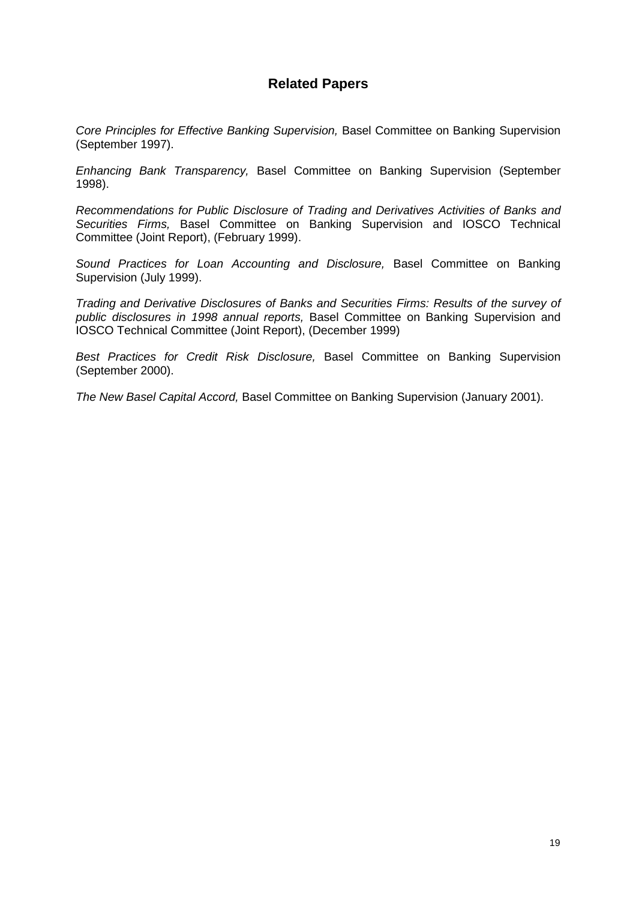## Related Papers

*Core Principles for Effective Banking Supervision,* Basel Committee on Banking Supervision (September 1997).

*Enhancing Bank Transparency,* Basel Committee on Banking Supervision (September 1998).

*Recommendations for Public Disclosure of Trading and Derivatives Activities of Banks and Securities Firms,* Basel Committee on Banking Supervision and IOSCO Technical Committee (Joint Report), (February 1999).

*Sound Practices for Loan Accounting and Disclosure,* Basel Committee on Banking Supervision (July 1999).

*Trading and Derivative Disclosures of Banks and Securities Firms: Results of the survey of public disclosures in 1998 annual reports,* Basel Committee on Banking Supervision and IOSCO Technical Committee (Joint Report), (December 1999)

*Best Practices for Credit Risk Disclosure,* Basel Committee on Banking Supervision (September 2000).

*The New Basel Capital Accord,* Basel Committee on Banking Supervision (January 2001).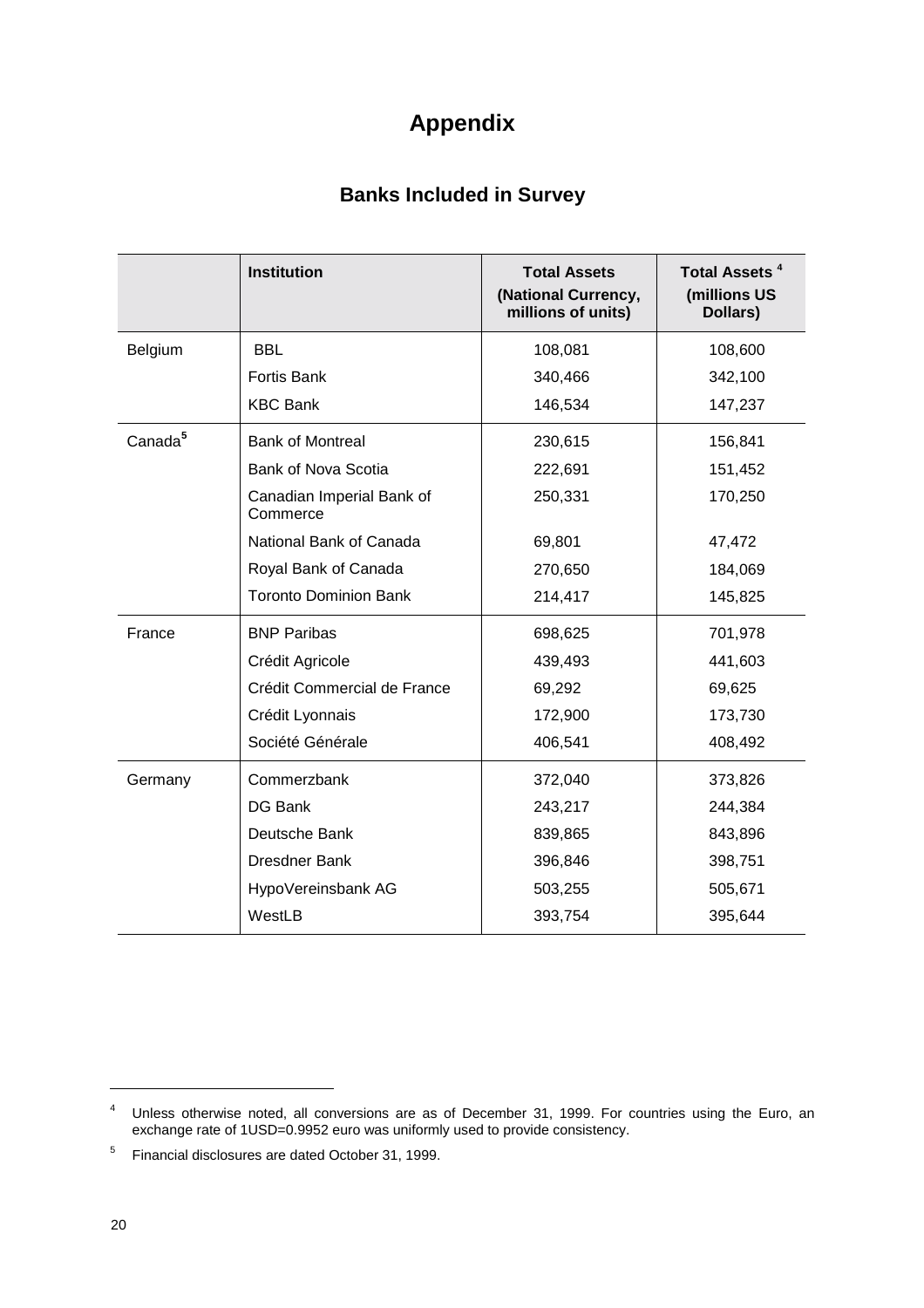# Appendix

## Banks Included in Survey

| | Institution | Total Assets (National Currency, millions of units) | Total Assets [4] (millions US Dollars) |
|---|---|---|---|
| Belgium | BBL | 108,081 | 108,600 |
| | Fortis Bank | 340,466 | 342,100 |
| | KBC Bank | 146,534 | 147,237 |
| Canada[5] | Bank of Montreal | 230,615 | 156,841 |
| | Bank of Nova Scotia | 222,691 | 151,452 |
| | Canadian Imperial Bank of Commerce | 250,331 | 170,250 |
| | National Bank of Canada | 69,801 | 47,472 |
| | Royal Bank of Canada | 270,650 | 184,069 |
| | Toronto Dominion Bank | 214,417 | 145,825 |
| France | BNP Paribas | 698,625 | 701,978 |
| | Crédit Agricole | 439,493 | 441,603 |
| | Crédit Commercial de France | 69,292 | 69,625 |
| | Crédit Lyonnais | 172,900 | 173,730 |
| | Société Générale | 406,541 | 408,492 |
| Germany | Commerzbank | 372,040 | 373,826 |
| | DG Bank | 243,217 | 244,384 |
| | Deutsche Bank | 839,865 | 843,896 |
| | Dresdner Bank | 396,846 | 398,751 |
| | HypoVereinsbank AG | 503,255 | 505,671 |
| | WestLB | 393,754 | 395,644 |

[4] Unless otherwise noted, all conversions are as of December 31, 1999. For countries using the Euro, an exchange rate of 1USD=0.9952 euro was uniformly used to provide consistency.

[5] Financial disclosures are dated October 31, 1999.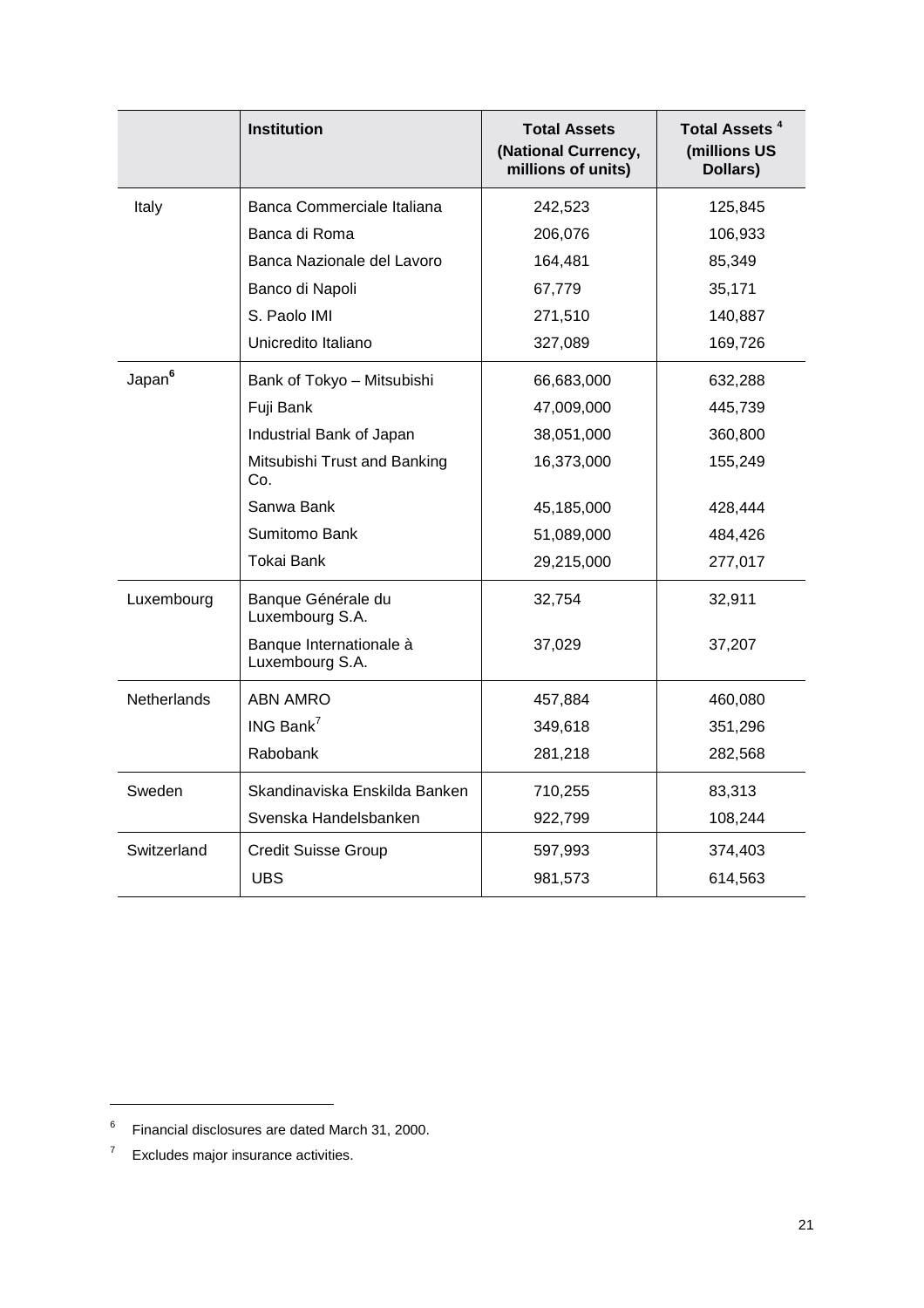| | Institution | Total Assets (National Currency, millions of units) | Total Assets [4] (millions US Dollars) |
|---|---|---|---|
| Italy | Banca Commerciale Italiana | 242,523 | 125,845 |
| | Banca di Roma | 206,076 | 106,933 |
| | Banca Nazionale del Lavoro | 164,481 | 85,349 |
| | Banco di Napoli | 67,779 | 35,171 |
| | S. Paolo IMI | 271,510 | 140,887 |
| | Unicredito Italiano | 327,089 | 169,726 |
| Japan[6] | Bank of Tokyo – Mitsubishi | 66,683,000 | 632,288 |
| | Fuji Bank | 47,009,000 | 445,739 |
| | Industrial Bank of Japan | 38,051,000 | 360,800 |
| | Mitsubishi Trust and Banking Co. | 16,373,000 | 155,249 |
| | Sanwa Bank | 45,185,000 | 428,444 |
| | Sumitomo Bank | 51,089,000 | 484,426 |
| | Tokai Bank | 29,215,000 | 277,017 |
| Luxembourg | Banque Générale du Luxembourg S.A. | 32,754 | 32,911 |
| | Banque Internationale à Luxembourg S.A. | 37,029 | 37,207 |
| Netherlands | ABN AMRO | 457,884 | 460,080 |
| | ING Bank[7] | 349,618 | 351,296 |
| | Rabobank | 281,218 | 282,568 |
| Sweden | Skandinaviska Enskilda Banken | 710,255 | 83,313 |
| | Svenska Handelsbanken | 922,799 | 108,244 |
| Switzerland | Credit Suisse Group | 597,993 | 374,403 |
| | UBS | 981,573 | 614,563 |

[6] Financial disclosures are dated March 31, 2000.

[7] Excludes major insurance activities.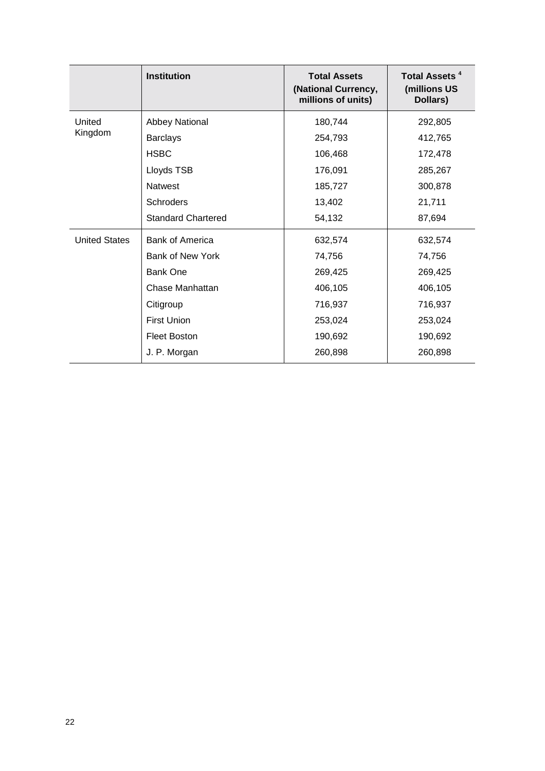| | Institution | Total Assets (National Currency, millions of units) | Total Assets [4] (millions US Dollars) |
|---|---|---|---|
| United Kingdom | Abbey National | 180,744 | 292,805 |
| | Barclays | 254,793 | 412,765 |
| | HSBC | 106,468 | 172,478 |
| | Lloyds TSB | 176,091 | 285,267 |
| | Natwest | 185,727 | 300,878 |
| | Schroders | 13,402 | 21,711 |
| | Standard Chartered | 54,132 | 87,694 |
| United States | Bank of America | 632,574 | 632,574 |
| | Bank of New York | 74,756 | 74,756 |
| | Bank One | 269,425 | 269,425 |
| | Chase Manhattan | 406,105 | 406,105 |
| | Citigroup | 716,937 | 716,937 |
| | First Union | 253,024 | 253,024 |
| | Fleet Boston | 190,692 | 190,692 |
| | J. P. Morgan | 260,898 | 260,898 |